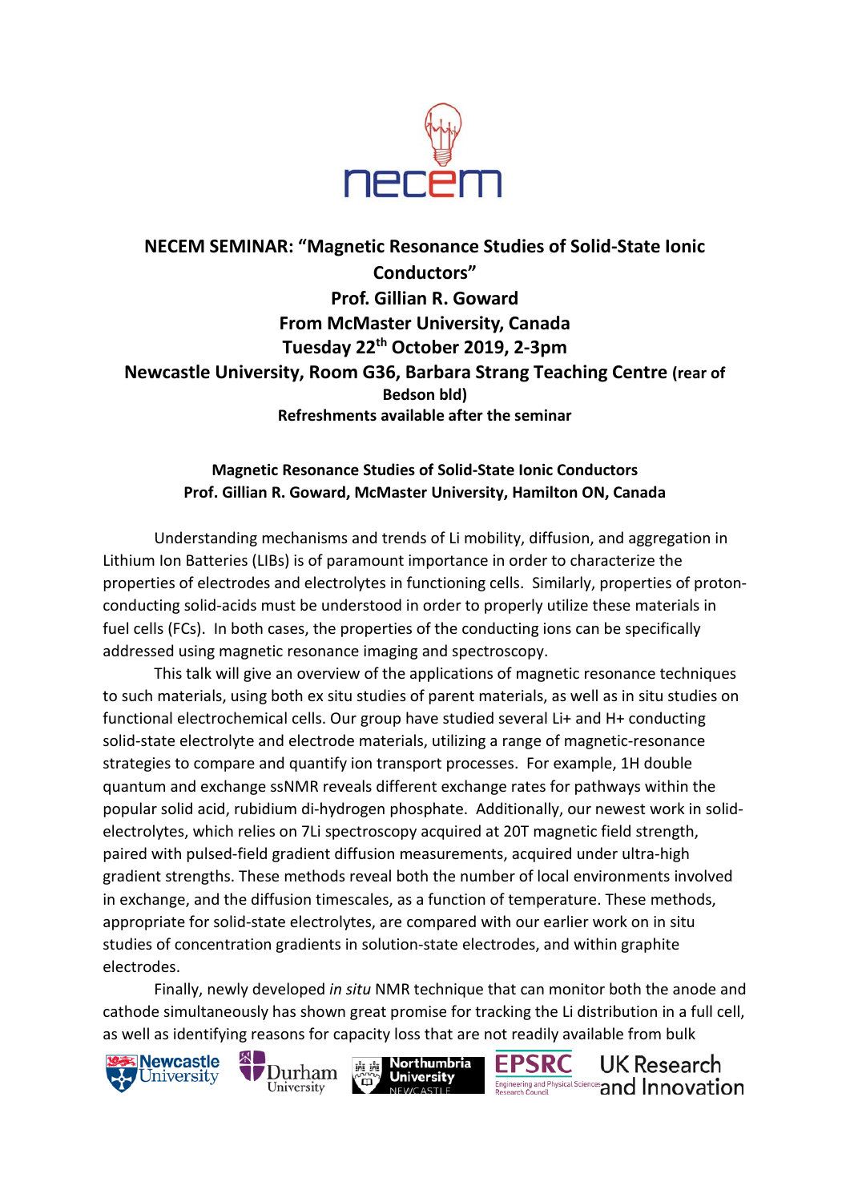**NECEM SEMINAR: "Magnetic Resonance Studies of Solid-State Ionic Conductors"**
**Prof. Gillian R. Goward**
**From McMaster University, Canada**
**Tuesday 22$^{th}$ October 2019, 2-3pm**
**Newcastle University, Room G36, Barbara Strang Teaching Centre (rear of Bedson bld)**
**Refreshments available after the seminar**

**Magnetic Resonance Studies of Solid-State Ionic Conductors**
**Prof. Gillian R. Goward, McMaster University, Hamilton ON, Canada**

Understanding mechanisms and trends of Li mobility, diffusion, and aggregation in Lithium Ion Batteries (LIBs) is of paramount importance in order to characterize the properties of electrodes and electrolytes in functioning cells. Similarly, properties of proton-conducting solid-acids must be understood in order to properly utilize these materials in fuel cells (FCs). In both cases, the properties of the conducting ions can be specifically addressed using magnetic resonance imaging and spectroscopy.

This talk will give an overview of the applications of magnetic resonance techniques to such materials, using both ex situ studies of parent materials, as well as in situ studies on functional electrochemical cells. Our group have studied several Li+ and H+ conducting solid-state electrolyte and electrode materials, utilizing a range of magnetic-resonance strategies to compare and quantify ion transport processes. For example, 1H double quantum and exchange ssNMR reveals different exchange rates for pathways within the popular solid acid, rubidium di-hydrogen phosphate. Additionally, our newest work in solid-electrolytes, which relies on 7Li spectroscopy acquired at 20T magnetic field strength, paired with pulsed-field gradient diffusion measurements, acquired under ultra-high gradient strengths. These methods reveal both the number of local environments involved in exchange, and the diffusion timescales, as a function of temperature. These methods, appropriate for solid-state electrolytes, are compared with our earlier work on in situ studies of concentration gradients in solution-state electrodes, and within graphite electrodes.

Finally, newly developed *in situ* NMR technique that can monitor both the anode and cathode simultaneously has shown great promise for tracking the Li distribution in a full cell, as well as identifying reasons for capacity loss that are not readily available from bulk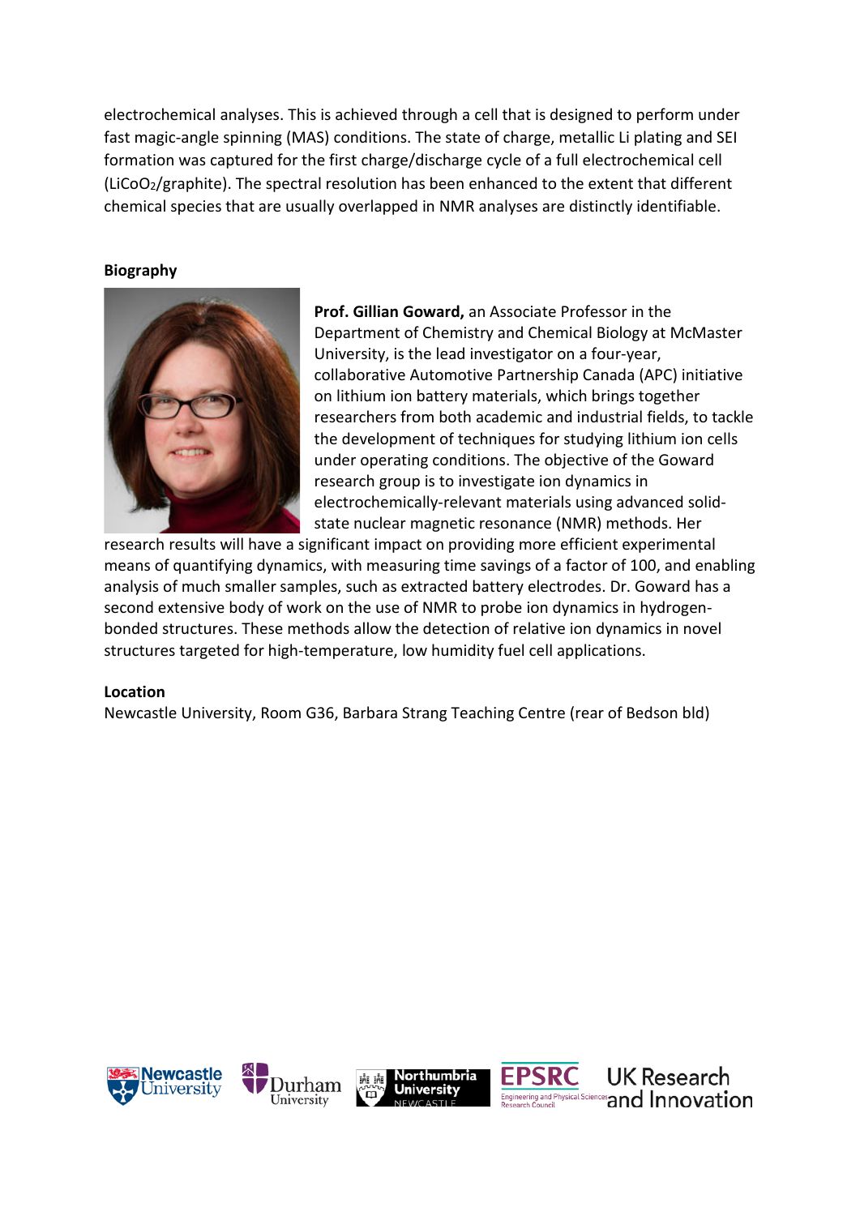electrochemical analyses. This is achieved through a cell that is designed to perform under fast magic-angle spinning (MAS) conditions. The state of charge, metallic Li plating and SEI formation was captured for the first charge/discharge cycle of a full electrochemical cell ($LiCoO_2$/graphite). The spectral resolution has been enhanced to the extent that different chemical species that are usually overlapped in NMR analyses are distinctly identifiable.

**Biography**

**Prof. Gillian Goward,** an Associate Professor in the Department of Chemistry and Chemical Biology at McMaster University, is the lead investigator on a four-year, collaborative Automotive Partnership Canada (APC) initiative on lithium ion battery materials, which brings together researchers from both academic and industrial fields, to tackle the development of techniques for studying lithium ion cells under operating conditions. The objective of the Goward research group is to investigate ion dynamics in electrochemically-relevant materials using advanced solid-state nuclear magnetic resonance (NMR) methods. Her research results will have a significant impact on providing more efficient experimental means of quantifying dynamics, with measuring time savings of a factor of 100, and enabling analysis of much smaller samples, such as extracted battery electrodes. Dr. Goward has a second extensive body of work on the use of NMR to probe ion dynamics in hydrogen-bonded structures. These methods allow the detection of relative ion dynamics in novel structures targeted for high-temperature, low humidity fuel cell applications.

**Location**

Newcastle University, Room G36, Barbara Strang Teaching Centre (rear of Bedson bld)

Newcastle University | Durham University | Northumbria University NEWCASTLE | EPSRC Engineering and Physical Sciences Research Council | UK Research and Innovation